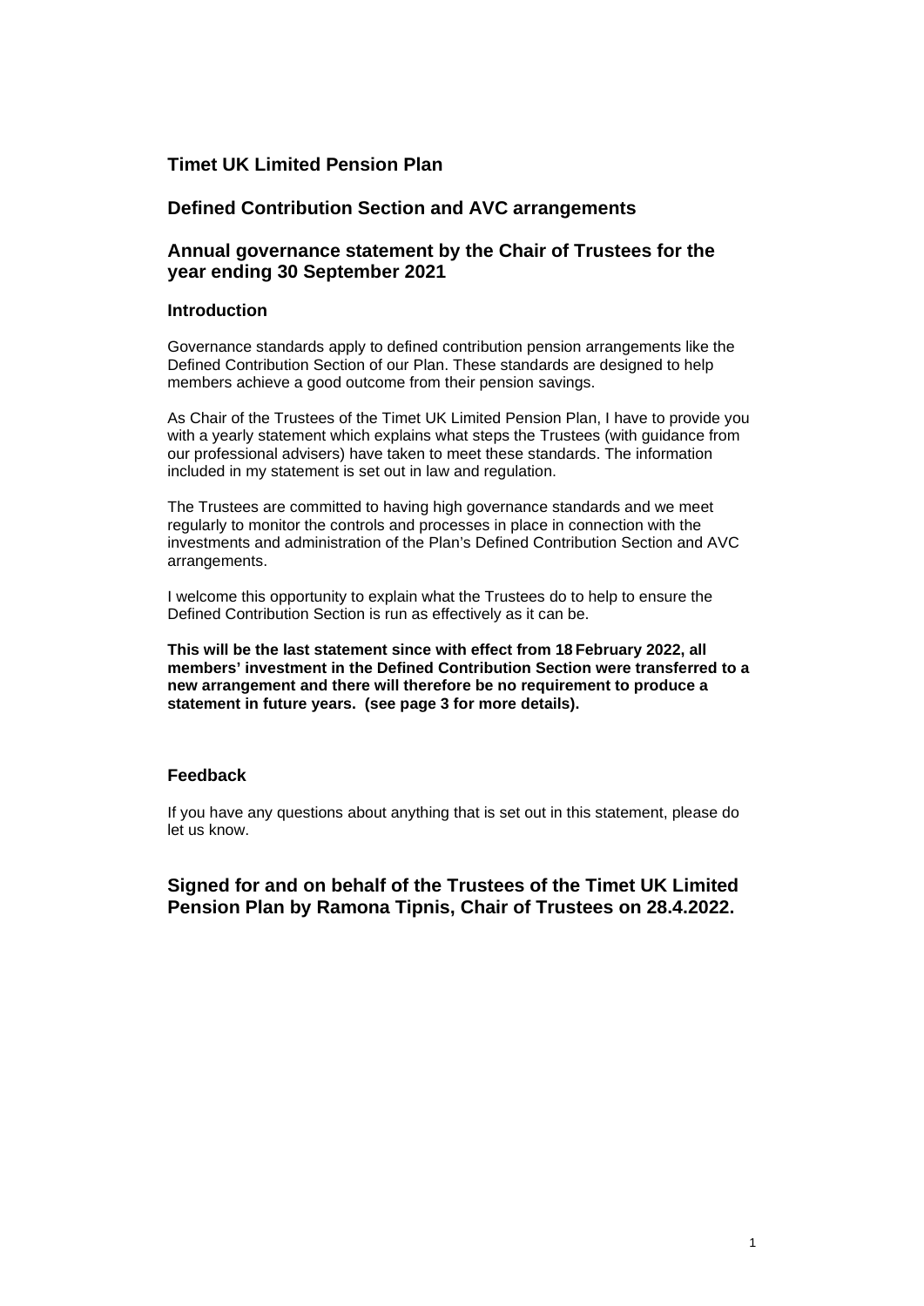## Timet UK Limited Pension Plan

## Defined Contribution Section and AVC arrangements

## Annual governance statement by the Chair of Trustees for the year ending 30 September 2021

### Introduction

Governance standards apply to defined contribution pension arrangements like the Defined Contribution Section of our Plan. These standards are designed to help members achieve a good outcome from their pension savings.

As Chair of the Trustees of the Timet UK Limited Pension Plan, I have to provide you with a yearly statement which explains what steps the Trustees (with guidance from our professional advisers) have taken to meet these standards. The information included in my statement is set out in law and regulation.

The Trustees are committed to having high governance standards and we meet regularly to monitor the controls and processes in place in connection with the investments and administration of the Plan's Defined Contribution Section and AVC arrangements.

I welcome this opportunity to explain what the Trustees do to help to ensure the Defined Contribution Section is run as effectively as it can be.

**This will be the last statement since with effect from 18 February 2022, all members' investment in the Defined Contribution Section were transferred to a new arrangement and there will therefore be no requirement to produce a statement in future years. (see page 3 for more details).**

### Feedback

If you have any questions about anything that is set out in this statement, please do let us know.

**Signed for and on behalf of the Trustees of the Timet UK Limited Pension Plan by Ramona Tipnis, Chair of Trustees on 28.4.2022.**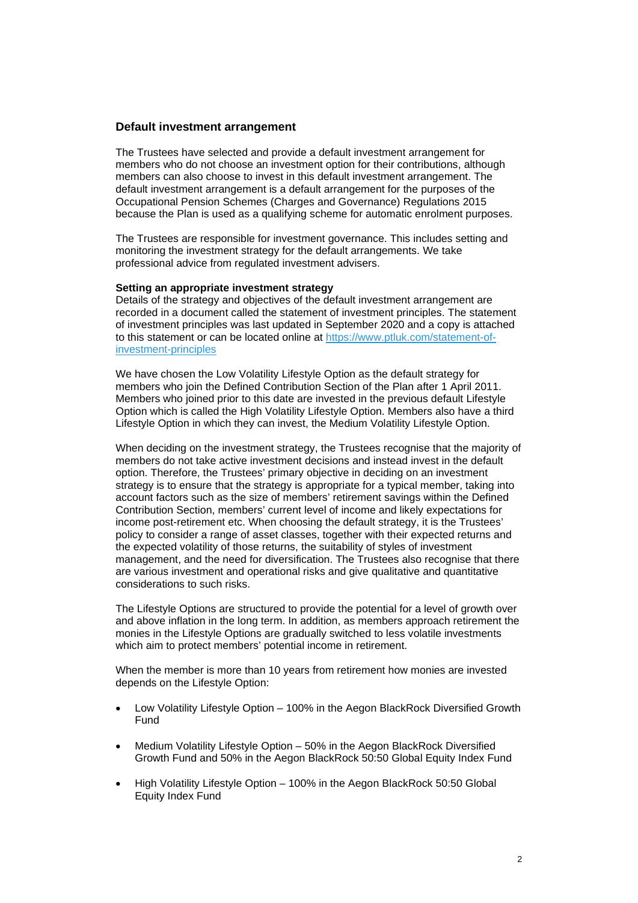## Default investment arrangement

The Trustees have selected and provide a default investment arrangement for members who do not choose an investment option for their contributions, although members can also choose to invest in this default investment arrangement. The default investment arrangement is a default arrangement for the purposes of the Occupational Pension Schemes (Charges and Governance) Regulations 2015 because the Plan is used as a qualifying scheme for automatic enrolment purposes.

The Trustees are responsible for investment governance. This includes setting and monitoring the investment strategy for the default arrangements. We take professional advice from regulated investment advisers.

**Setting an appropriate investment strategy**

Details of the strategy and objectives of the default investment arrangement are recorded in a document called the statement of investment principles. The statement of investment principles was last updated in September 2020 and a copy is attached to this statement or can be located online at [https://www.ptluk.com/statement-of-investment-principles](https://www.ptluk.com/statement-of-investment-principles)

We have chosen the Low Volatility Lifestyle Option as the default strategy for members who join the Defined Contribution Section of the Plan after 1 April 2011. Members who joined prior to this date are invested in the previous default Lifestyle Option which is called the High Volatility Lifestyle Option. Members also have a third Lifestyle Option in which they can invest, the Medium Volatility Lifestyle Option.

When deciding on the investment strategy, the Trustees recognise that the majority of members do not take active investment decisions and instead invest in the default option. Therefore, the Trustees' primary objective in deciding on an investment strategy is to ensure that the strategy is appropriate for a typical member, taking into account factors such as the size of members' retirement savings within the Defined Contribution Section, members' current level of income and likely expectations for income post-retirement etc. When choosing the default strategy, it is the Trustees' policy to consider a range of asset classes, together with their expected returns and the expected volatility of those returns, the suitability of styles of investment management, and the need for diversification. The Trustees also recognise that there are various investment and operational risks and give qualitative and quantitative considerations to such risks.

The Lifestyle Options are structured to provide the potential for a level of growth over and above inflation in the long term. In addition, as members approach retirement the monies in the Lifestyle Options are gradually switched to less volatile investments which aim to protect members' potential income in retirement.

When the member is more than 10 years from retirement how monies are invested depends on the Lifestyle Option:

- Low Volatility Lifestyle Option – 100% in the Aegon BlackRock Diversified Growth Fund
- Medium Volatility Lifestyle Option – 50% in the Aegon BlackRock Diversified Growth Fund and 50% in the Aegon BlackRock 50:50 Global Equity Index Fund
- High Volatility Lifestyle Option – 100% in the Aegon BlackRock 50:50 Global Equity Index Fund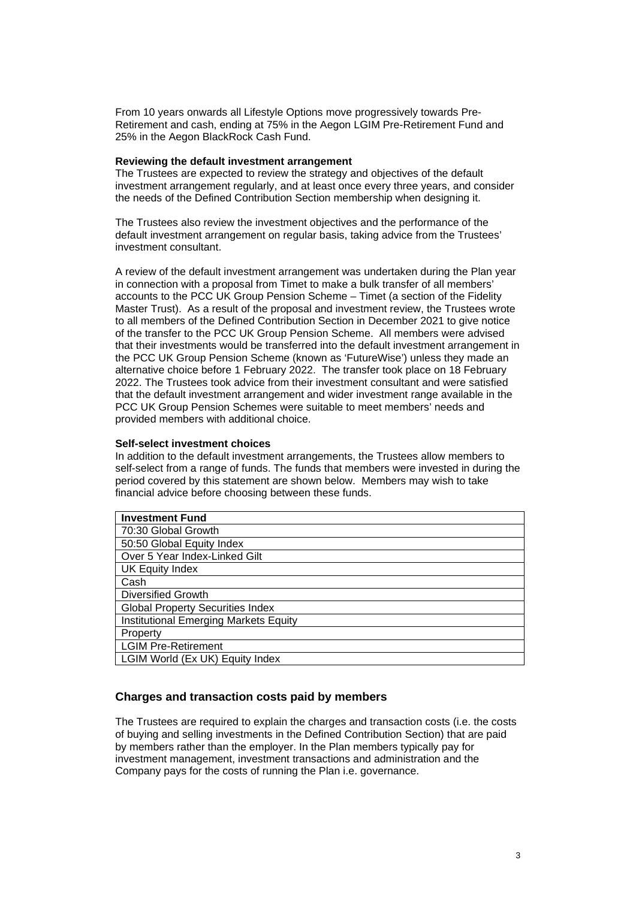From 10 years onwards all Lifestyle Options move progressively towards Pre-Retirement and cash, ending at 75% in the Aegon LGIM Pre-Retirement Fund and 25% in the Aegon BlackRock Cash Fund.

**Reviewing the default investment arrangement**

The Trustees are expected to review the strategy and objectives of the default investment arrangement regularly, and at least once every three years, and consider the needs of the Defined Contribution Section membership when designing it.

The Trustees also review the investment objectives and the performance of the default investment arrangement on regular basis, taking advice from the Trustees' investment consultant.

A review of the default investment arrangement was undertaken during the Plan year in connection with a proposal from Timet to make a bulk transfer of all members' accounts to the PCC UK Group Pension Scheme – Timet (a section of the Fidelity Master Trust). As a result of the proposal and investment review, the Trustees wrote to all members of the Defined Contribution Section in December 2021 to give notice of the transfer to the PCC UK Group Pension Scheme. All members were advised that their investments would be transferred into the default investment arrangement in the PCC UK Group Pension Scheme (known as 'FutureWise') unless they made an alternative choice before 1 February 2022. The transfer took place on 18 February 2022. The Trustees took advice from their investment consultant and were satisfied that the default investment arrangement and wider investment range available in the PCC UK Group Pension Schemes were suitable to meet members' needs and provided members with additional choice.

**Self-select investment choices**

In addition to the default investment arrangements, the Trustees allow members to self-select from a range of funds. The funds that members were invested in during the period covered by this statement are shown below. Members may wish to take financial advice before choosing between these funds.

| Investment Fund |
|---|
| 70:30 Global Growth |
| 50:50 Global Equity Index |
| Over 5 Year Index-Linked Gilt |
| UK Equity Index |
| Cash |
| Diversified Growth |
| Global Property Securities Index |
| Institutional Emerging Markets Equity |
| Property |
| LGIM Pre-Retirement |
| LGIM World (Ex UK) Equity Index |

## Charges and transaction costs paid by members

The Trustees are required to explain the charges and transaction costs (i.e. the costs of buying and selling investments in the Defined Contribution Section) that are paid by members rather than the employer. In the Plan members typically pay for investment management, investment transactions and administration and the Company pays for the costs of running the Plan i.e. governance.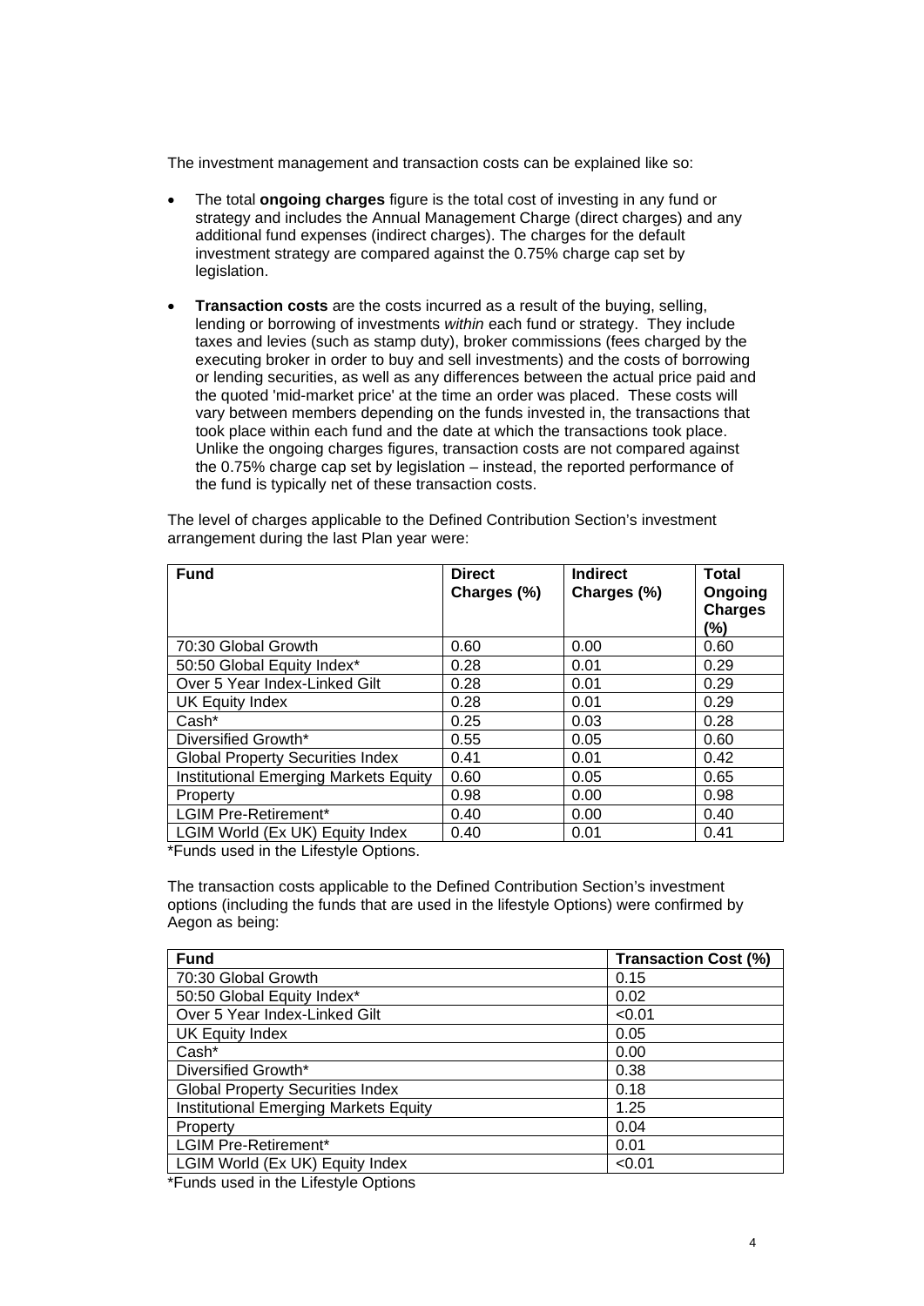The investment management and transaction costs can be explained like so:

- The total **ongoing charges** figure is the total cost of investing in any fund or strategy and includes the Annual Management Charge (direct charges) and any additional fund expenses (indirect charges). The charges for the default investment strategy are compared against the 0.75% charge cap set by legislation.
- **Transaction costs** are the costs incurred as a result of the buying, selling, lending or borrowing of investments *within* each fund or strategy. They include taxes and levies (such as stamp duty), broker commissions (fees charged by the executing broker in order to buy and sell investments) and the costs of borrowing or lending securities, as well as any differences between the actual price paid and the quoted 'mid-market price' at the time an order was placed. These costs will vary between members depending on the funds invested in, the transactions that took place within each fund and the date at which the transactions took place. Unlike the ongoing charges figures, transaction costs are not compared against the 0.75% charge cap set by legislation – instead, the reported performance of the fund is typically net of these transaction costs.

The level of charges applicable to the Defined Contribution Section's investment arrangement during the last Plan year were:

| Fund | Direct Charges (%) | Indirect Charges (%) | Total Ongoing Charges (%) |
|---|---|---|---|
| 70:30 Global Growth | 0.60 | 0.00 | 0.60 |
| 50:50 Global Equity Index* | 0.28 | 0.01 | 0.29 |
| Over 5 Year Index-Linked Gilt | 0.28 | 0.01 | 0.29 |
| UK Equity Index | 0.28 | 0.01 | 0.29 |
| Cash* | 0.25 | 0.03 | 0.28 |
| Diversified Growth* | 0.55 | 0.05 | 0.60 |
| Global Property Securities Index | 0.41 | 0.01 | 0.42 |
| Institutional Emerging Markets Equity | 0.60 | 0.05 | 0.65 |
| Property | 0.98 | 0.00 | 0.98 |
| LGIM Pre-Retirement* | 0.40 | 0.00 | 0.40 |
| LGIM World (Ex UK) Equity Index | 0.40 | 0.01 | 0.41 |

*Funds used in the Lifestyle Options.

The transaction costs applicable to the Defined Contribution Section's investment options (including the funds that are used in the lifestyle Options) were confirmed by Aegon as being:

| Fund | Transaction Cost (%) |
|---|---|
| 70:30 Global Growth | 0.15 |
| 50:50 Global Equity Index* | 0.02 |
| Over 5 Year Index-Linked Gilt | <0.01 |
| UK Equity Index | 0.05 |
| Cash* | 0.00 |
| Diversified Growth* | 0.38 |
| Global Property Securities Index | 0.18 |
| Institutional Emerging Markets Equity | 1.25 |
| Property | 0.04 |
| LGIM Pre-Retirement* | 0.01 |
| LGIM World (Ex UK) Equity Index | <0.01 |

*Funds used in the Lifestyle Options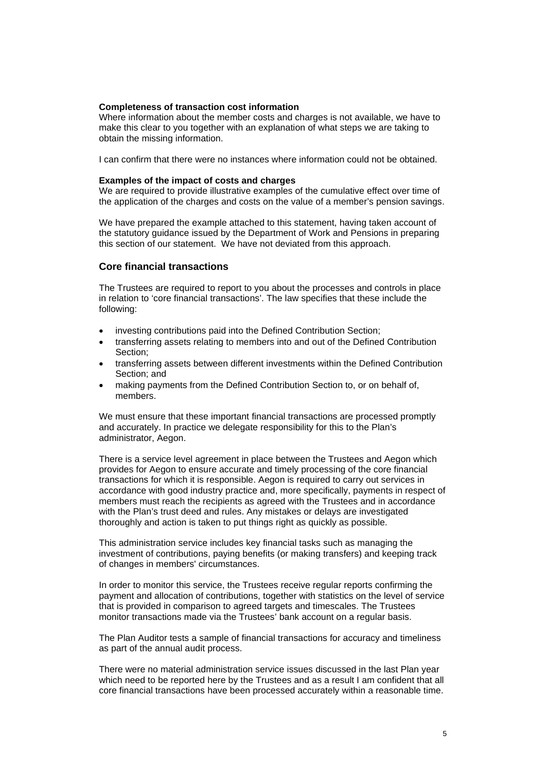**Completeness of transaction cost information**

Where information about the member costs and charges is not available, we have to make this clear to you together with an explanation of what steps we are taking to obtain the missing information.

I can confirm that there were no instances where information could not be obtained.

**Examples of the impact of costs and charges**

We are required to provide illustrative examples of the cumulative effect over time of the application of the charges and costs on the value of a member's pension savings.

We have prepared the example attached to this statement, having taken account of the statutory guidance issued by the Department of Work and Pensions in preparing this section of our statement. We have not deviated from this approach.

## Core financial transactions

The Trustees are required to report to you about the processes and controls in place in relation to 'core financial transactions'. The law specifies that these include the following:

- investing contributions paid into the Defined Contribution Section;
- transferring assets relating to members into and out of the Defined Contribution Section;
- transferring assets between different investments within the Defined Contribution Section; and
- making payments from the Defined Contribution Section to, or on behalf of, members.

We must ensure that these important financial transactions are processed promptly and accurately. In practice we delegate responsibility for this to the Plan's administrator, Aegon.

There is a service level agreement in place between the Trustees and Aegon which provides for Aegon to ensure accurate and timely processing of the core financial transactions for which it is responsible. Aegon is required to carry out services in accordance with good industry practice and, more specifically, payments in respect of members must reach the recipients as agreed with the Trustees and in accordance with the Plan's trust deed and rules. Any mistakes or delays are investigated thoroughly and action is taken to put things right as quickly as possible.

This administration service includes key financial tasks such as managing the investment of contributions, paying benefits (or making transfers) and keeping track of changes in members' circumstances.

In order to monitor this service, the Trustees receive regular reports confirming the payment and allocation of contributions, together with statistics on the level of service that is provided in comparison to agreed targets and timescales. The Trustees monitor transactions made via the Trustees' bank account on a regular basis.

The Plan Auditor tests a sample of financial transactions for accuracy and timeliness as part of the annual audit process.

There were no material administration service issues discussed in the last Plan year which need to be reported here by the Trustees and as a result I am confident that all core financial transactions have been processed accurately within a reasonable time.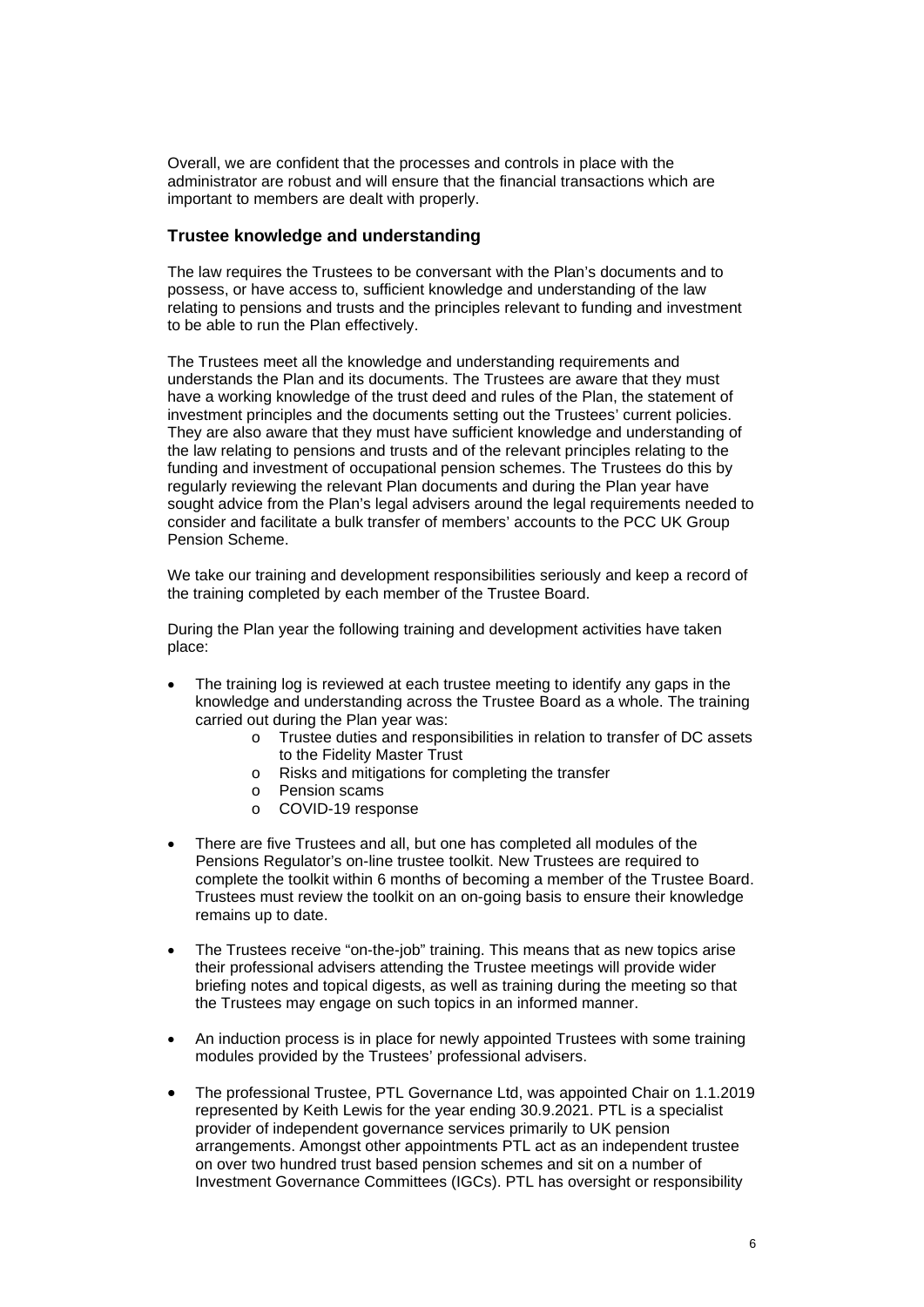Overall, we are confident that the processes and controls in place with the administrator are robust and will ensure that the financial transactions which are important to members are dealt with properly.

## Trustee knowledge and understanding

The law requires the Trustees to be conversant with the Plan's documents and to possess, or have access to, sufficient knowledge and understanding of the law relating to pensions and trusts and the principles relevant to funding and investment to be able to run the Plan effectively.

The Trustees meet all the knowledge and understanding requirements and understands the Plan and its documents. The Trustees are aware that they must have a working knowledge of the trust deed and rules of the Plan, the statement of investment principles and the documents setting out the Trustees' current policies. They are also aware that they must have sufficient knowledge and understanding of the law relating to pensions and trusts and of the relevant principles relating to the funding and investment of occupational pension schemes. The Trustees do this by regularly reviewing the relevant Plan documents and during the Plan year have sought advice from the Plan's legal advisers around the legal requirements needed to consider and facilitate a bulk transfer of members' accounts to the PCC UK Group Pension Scheme.

We take our training and development responsibilities seriously and keep a record of the training completed by each member of the Trustee Board.

During the Plan year the following training and development activities have taken place:

- The training log is reviewed at each trustee meeting to identify any gaps in the knowledge and understanding across the Trustee Board as a whole. The training carried out during the Plan year was:
  - Trustee duties and responsibilities in relation to transfer of DC assets to the Fidelity Master Trust
  - Risks and mitigations for completing the transfer
  - Pension scams
  - COVID-19 response

- There are five Trustees and all, but one has completed all modules of the Pensions Regulator's on-line trustee toolkit. New Trustees are required to complete the toolkit within 6 months of becoming a member of the Trustee Board. Trustees must review the toolkit on an on-going basis to ensure their knowledge remains up to date.

- The Trustees receive "on-the-job" training. This means that as new topics arise their professional advisers attending the Trustee meetings will provide wider briefing notes and topical digests, as well as training during the meeting so that the Trustees may engage on such topics in an informed manner.

- An induction process is in place for newly appointed Trustees with some training modules provided by the Trustees' professional advisers.

- The professional Trustee, PTL Governance Ltd, was appointed Chair on 1.1.2019 represented by Keith Lewis for the year ending 30.9.2021. PTL is a specialist provider of independent governance services primarily to UK pension arrangements. Amongst other appointments PTL act as an independent trustee on over two hundred trust based pension schemes and sit on a number of Investment Governance Committees (IGCs). PTL has oversight or responsibility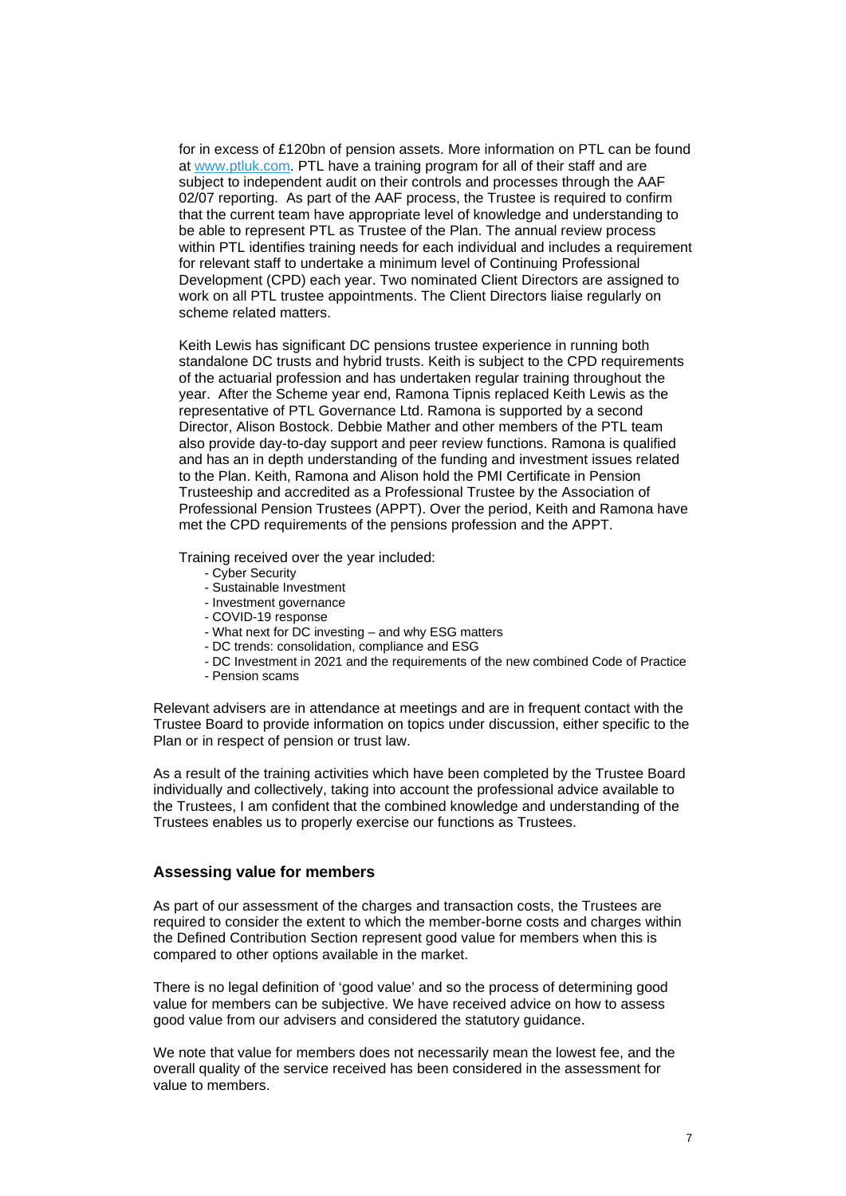for in excess of £120bn of pension assets. More information on PTL can be found at [www.ptluk.com](www.ptluk.com). PTL have a training program for all of their staff and are subject to independent audit on their controls and processes through the AAF 02/07 reporting. As part of the AAF process, the Trustee is required to confirm that the current team have appropriate level of knowledge and understanding to be able to represent PTL as Trustee of the Plan. The annual review process within PTL identifies training needs for each individual and includes a requirement for relevant staff to undertake a minimum level of Continuing Professional Development (CPD) each year. Two nominated Client Directors are assigned to work on all PTL trustee appointments. The Client Directors liaise regularly on scheme related matters.

Keith Lewis has significant DC pensions trustee experience in running both standalone DC trusts and hybrid trusts. Keith is subject to the CPD requirements of the actuarial profession and has undertaken regular training throughout the year. After the Scheme year end, Ramona Tipnis replaced Keith Lewis as the representative of PTL Governance Ltd. Ramona is supported by a second Director, Alison Bostock. Debbie Mather and other members of the PTL team also provide day-to-day support and peer review functions. Ramona is qualified and has an in depth understanding of the funding and investment issues related to the Plan. Keith, Ramona and Alison hold the PMI Certificate in Pension Trusteeship and accredited as a Professional Trustee by the Association of Professional Pension Trustees (APPT). Over the period, Keith and Ramona have met the CPD requirements of the pensions profession and the APPT.

Training received over the year included:

- Cyber Security
- Sustainable Investment
- Investment governance
- COVID-19 response
- What next for DC investing – and why ESG matters
- DC trends: consolidation, compliance and ESG
- DC Investment in 2021 and the requirements of the new combined Code of Practice
- Pension scams

Relevant advisers are in attendance at meetings and are in frequent contact with the Trustee Board to provide information on topics under discussion, either specific to the Plan or in respect of pension or trust law.

As a result of the training activities which have been completed by the Trustee Board individually and collectively, taking into account the professional advice available to the Trustees, I am confident that the combined knowledge and understanding of the Trustees enables us to properly exercise our functions as Trustees.

### Assessing value for members

As part of our assessment of the charges and transaction costs, the Trustees are required to consider the extent to which the member-borne costs and charges within the Defined Contribution Section represent good value for members when this is compared to other options available in the market.

There is no legal definition of 'good value' and so the process of determining good value for members can be subjective. We have received advice on how to assess good value from our advisers and considered the statutory guidance.

We note that value for members does not necessarily mean the lowest fee, and the overall quality of the service received has been considered in the assessment for value to members.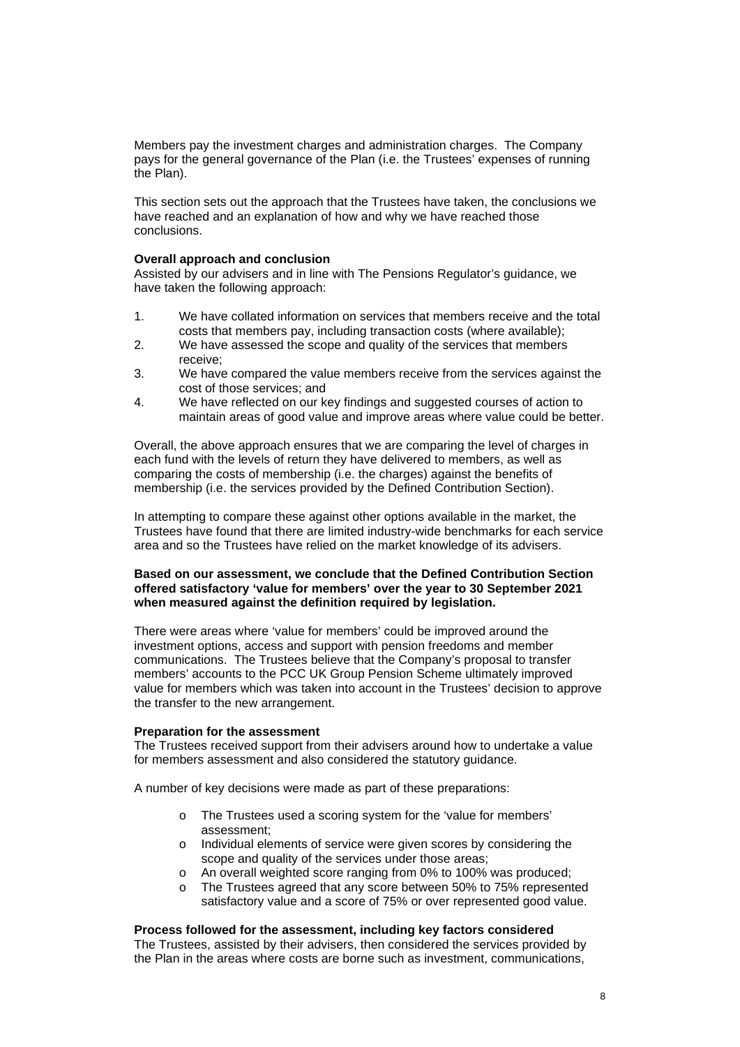Members pay the investment charges and administration charges. The Company pays for the general governance of the Plan (i.e. the Trustees' expenses of running the Plan).

This section sets out the approach that the Trustees have taken, the conclusions we have reached and an explanation of how and why we have reached those conclusions.

**Overall approach and conclusion**

Assisted by our advisers and in line with The Pensions Regulator's guidance, we have taken the following approach:

1. We have collated information on services that members receive and the total costs that members pay, including transaction costs (where available);
2. We have assessed the scope and quality of the services that members receive;
3. We have compared the value members receive from the services against the cost of those services; and
4. We have reflected on our key findings and suggested courses of action to maintain areas of good value and improve areas where value could be better.

Overall, the above approach ensures that we are comparing the level of charges in each fund with the levels of return they have delivered to members, as well as comparing the costs of membership (i.e. the charges) against the benefits of membership (i.e. the services provided by the Defined Contribution Section).

In attempting to compare these against other options available in the market, the Trustees have found that there are limited industry-wide benchmarks for each service area and so the Trustees have relied on the market knowledge of its advisers.

**Based on our assessment, we conclude that the Defined Contribution Section offered satisfactory 'value for members' over the year to 30 September 2021 when measured against the definition required by legislation.**

There were areas where 'value for members' could be improved around the investment options, access and support with pension freedoms and member communications. The Trustees believe that the Company's proposal to transfer members' accounts to the PCC UK Group Pension Scheme ultimately improved value for members which was taken into account in the Trustees' decision to approve the transfer to the new arrangement.

**Preparation for the assessment**

The Trustees received support from their advisers around how to undertake a value for members assessment and also considered the statutory guidance.

A number of key decisions were made as part of these preparations:

- The Trustees used a scoring system for the 'value for members' assessment;
- Individual elements of service were given scores by considering the scope and quality of the services under those areas;
- An overall weighted score ranging from 0% to 100% was produced;
- The Trustees agreed that any score between 50% to 75% represented satisfactory value and a score of 75% or over represented good value.

**Process followed for the assessment, including key factors considered**

The Trustees, assisted by their advisers, then considered the services provided by the Plan in the areas where costs are borne such as investment, communications,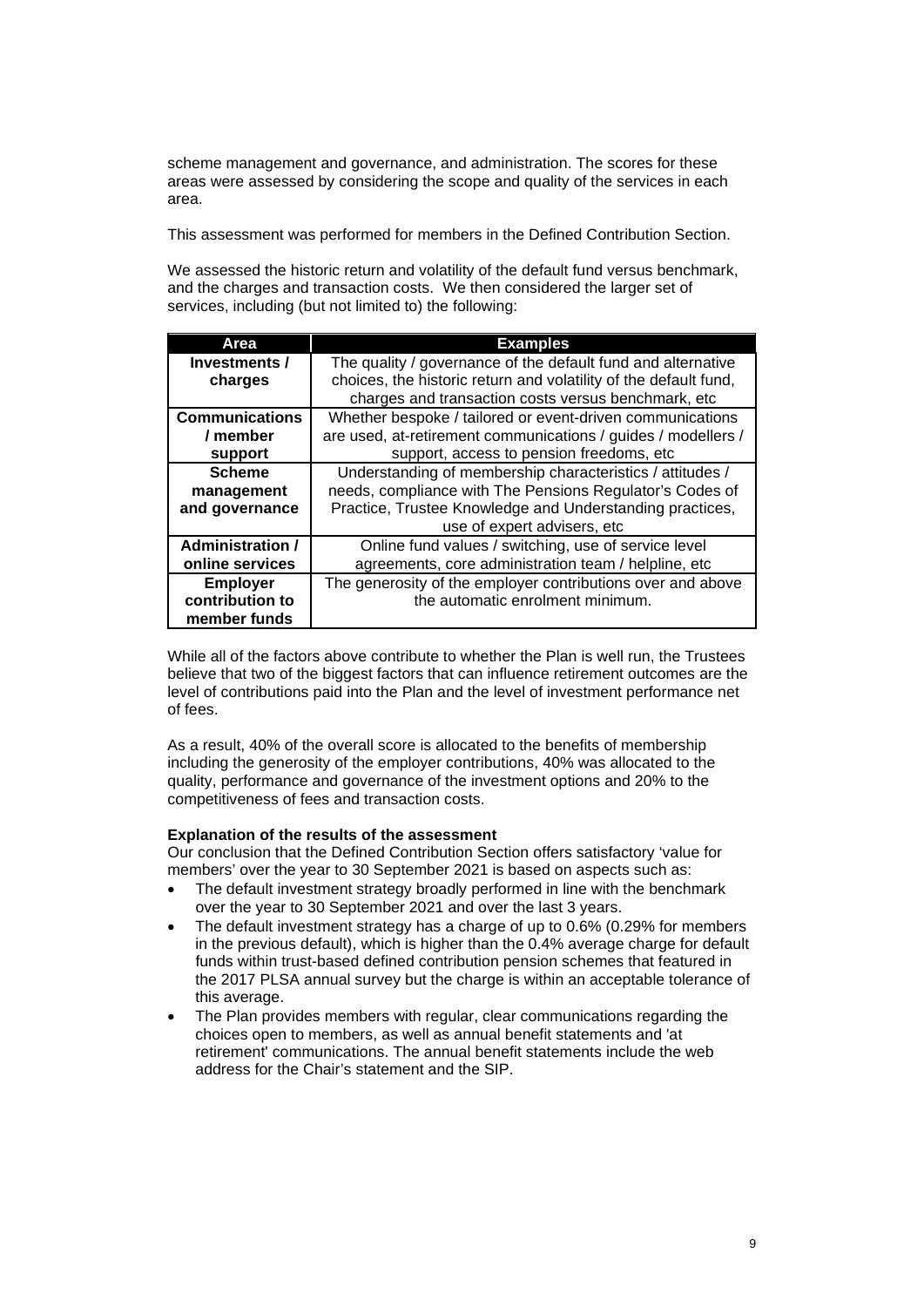scheme management and governance, and administration. The scores for these areas were assessed by considering the scope and quality of the services in each area.

This assessment was performed for members in the Defined Contribution Section.

We assessed the historic return and volatility of the default fund versus benchmark, and the charges and transaction costs. We then considered the larger set of services, including (but not limited to) the following:

| Area | Examples |
|---|---|
| **Investments / charges** | The quality / governance of the default fund and alternative choices, the historic return and volatility of the default fund, charges and transaction costs versus benchmark, etc |
| **Communications / member support** | Whether bespoke / tailored or event-driven communications are used, at-retirement communications / guides / modellers / support, access to pension freedoms, etc |
| **Scheme management and governance** | Understanding of membership characteristics / attitudes / needs, compliance with The Pensions Regulator's Codes of Practice, Trustee Knowledge and Understanding practices, use of expert advisers, etc |
| **Administration / online services** | Online fund values / switching, use of service level agreements, core administration team / helpline, etc |
| **Employer contribution to member funds** | The generosity of the employer contributions over and above the automatic enrolment minimum. |

While all of the factors above contribute to whether the Plan is well run, the Trustees believe that two of the biggest factors that can influence retirement outcomes are the level of contributions paid into the Plan and the level of investment performance net of fees.

As a result, 40% of the overall score is allocated to the benefits of membership including the generosity of the employer contributions, 40% was allocated to the quality, performance and governance of the investment options and 20% to the competitiveness of fees and transaction costs.

**Explanation of the results of the assessment**

Our conclusion that the Defined Contribution Section offers satisfactory 'value for members' over the year to 30 September 2021 is based on aspects such as:

- The default investment strategy broadly performed in line with the benchmark over the year to 30 September 2021 and over the last 3 years.
- The default investment strategy has a charge of up to 0.6% (0.29% for members in the previous default), which is higher than the 0.4% average charge for default funds within trust-based defined contribution pension schemes that featured in the 2017 PLSA annual survey but the charge is within an acceptable tolerance of this average.
- The Plan provides members with regular, clear communications regarding the choices open to members, as well as annual benefit statements and 'at retirement' communications. The annual benefit statements include the web address for the Chair's statement and the SIP.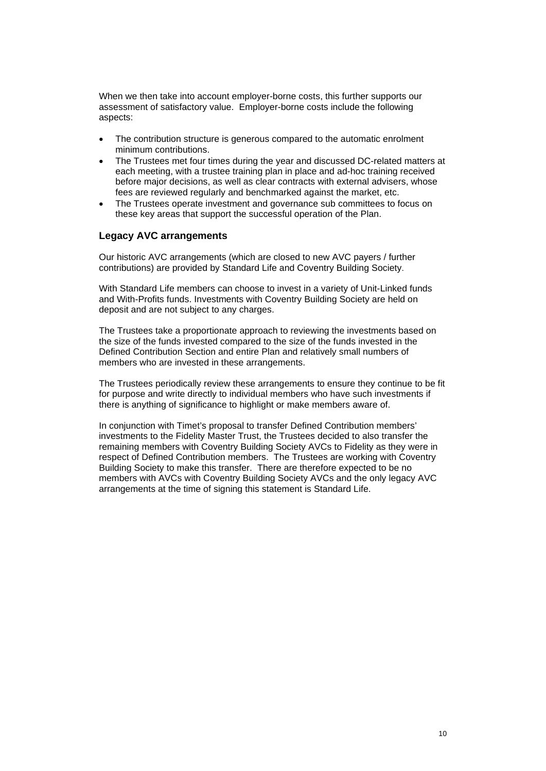When we then take into account employer-borne costs, this further supports our assessment of satisfactory value. Employer-borne costs include the following aspects:

- The contribution structure is generous compared to the automatic enrolment minimum contributions.
- The Trustees met four times during the year and discussed DC-related matters at each meeting, with a trustee training plan in place and ad-hoc training received before major decisions, as well as clear contracts with external advisers, whose fees are reviewed regularly and benchmarked against the market, etc.
- The Trustees operate investment and governance sub committees to focus on these key areas that support the successful operation of the Plan.

### Legacy AVC arrangements

Our historic AVC arrangements (which are closed to new AVC payers / further contributions) are provided by Standard Life and Coventry Building Society.

With Standard Life members can choose to invest in a variety of Unit-Linked funds and With-Profits funds. Investments with Coventry Building Society are held on deposit and are not subject to any charges.

The Trustees take a proportionate approach to reviewing the investments based on the size of the funds invested compared to the size of the funds invested in the Defined Contribution Section and entire Plan and relatively small numbers of members who are invested in these arrangements.

The Trustees periodically review these arrangements to ensure they continue to be fit for purpose and write directly to individual members who have such investments if there is anything of significance to highlight or make members aware of.

In conjunction with Timet's proposal to transfer Defined Contribution members' investments to the Fidelity Master Trust, the Trustees decided to also transfer the remaining members with Coventry Building Society AVCs to Fidelity as they were in respect of Defined Contribution members. The Trustees are working with Coventry Building Society to make this transfer. There are therefore expected to be no members with AVCs with Coventry Building Society AVCs and the only legacy AVC arrangements at the time of signing this statement is Standard Life.